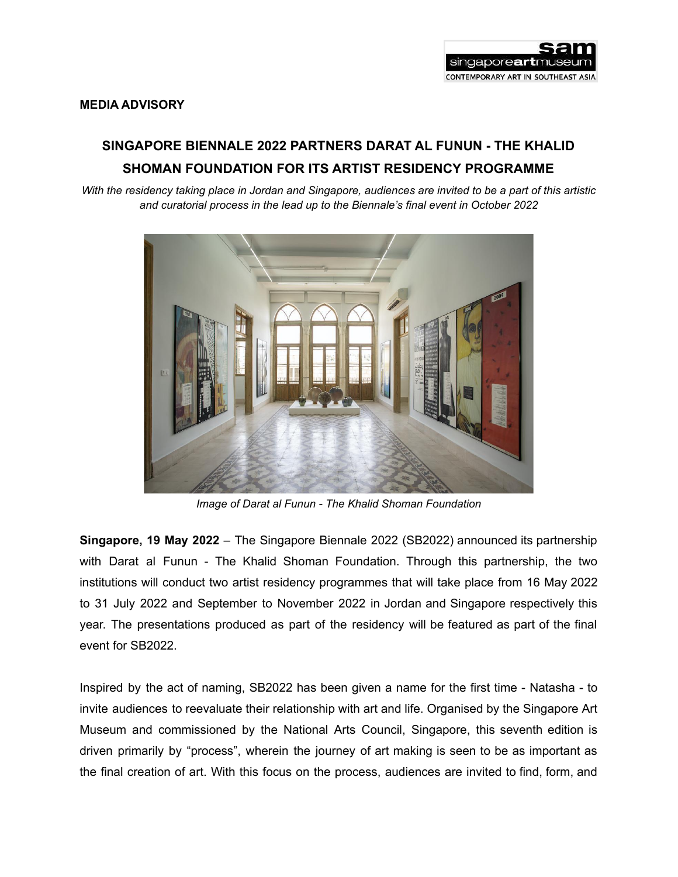**MEDIA ADVISORY**

# SINGAPORE BIENNALE 2022 PARTNERS DARAT AL FUNUN - THE KHALID SHOMAN FOUNDATION FOR ITS ARTIST RESIDENCY PROGRAMME

*With the residency taking place in Jordan and Singapore, audiences are invited to be a part of this artistic and curatorial process in the lead up to the Biennale's final event in October 2022*

*Image of Darat al Funun - The Khalid Shoman Foundation*

**Singapore, 19 May 2022** – The Singapore Biennale 2022 (SB2022) announced its partnership with Darat al Funun - The Khalid Shoman Foundation. Through this partnership, the two institutions will conduct two artist residency programmes that will take place from 16 May 2022 to 31 July 2022 and September to November 2022 in Jordan and Singapore respectively this year. The presentations produced as part of the residency will be featured as part of the final event for SB2022.

Inspired by the act of naming, SB2022 has been given a name for the first time - Natasha - to invite audiences to reevaluate their relationship with art and life. Organised by the Singapore Art Museum and commissioned by the National Arts Council, Singapore, this seventh edition is driven primarily by "process", wherein the journey of art making is seen to be as important as the final creation of art. With this focus on the process, audiences are invited to find, form, and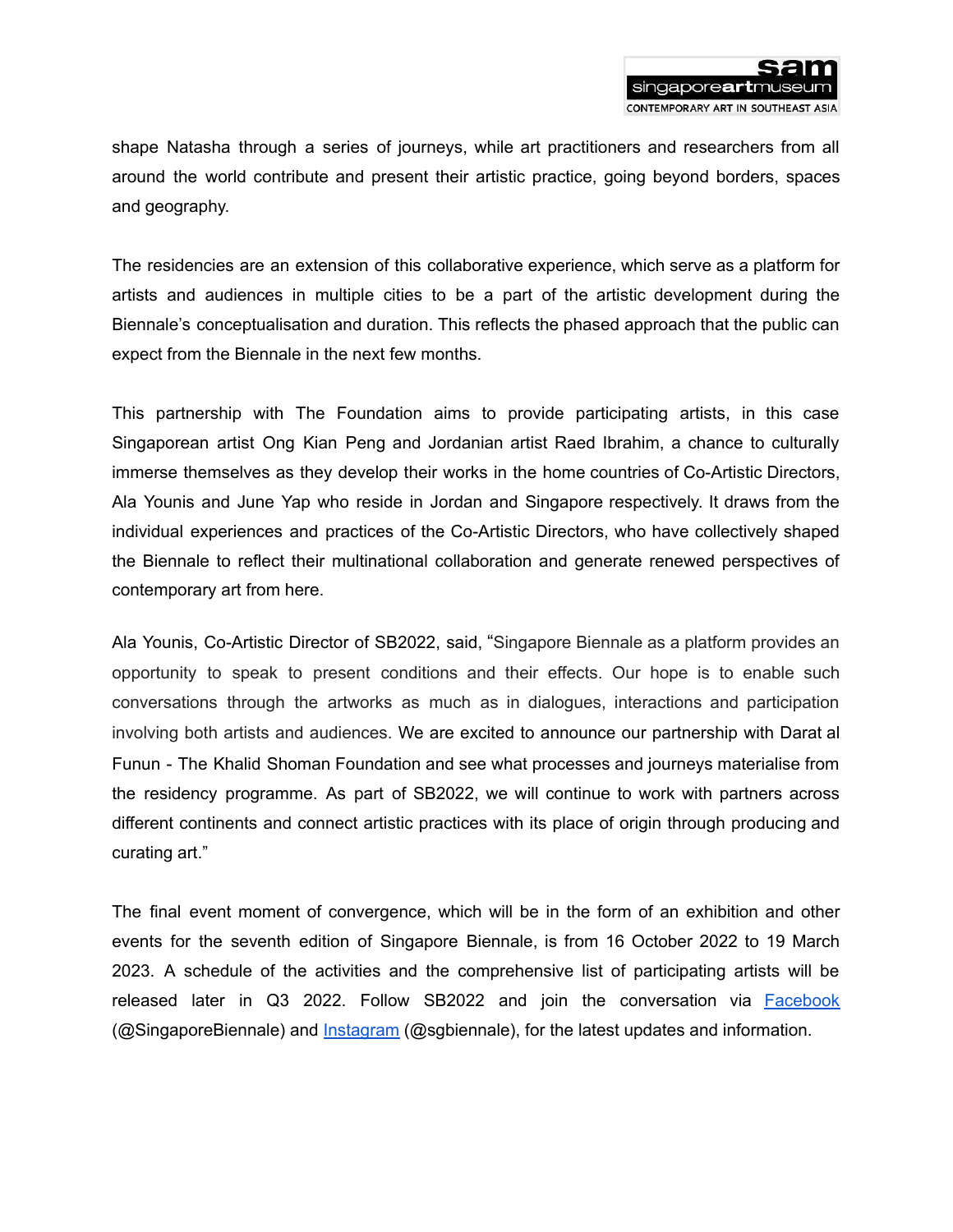shape Natasha through a series of journeys, while art practitioners and researchers from all around the world contribute and present their artistic practice, going beyond borders, spaces and geography.

The residencies are an extension of this collaborative experience, which serve as a platform for artists and audiences in multiple cities to be a part of the artistic development during the Biennale's conceptualisation and duration. This reflects the phased approach that the public can expect from the Biennale in the next few months.

This partnership with The Foundation aims to provide participating artists, in this case Singaporean artist Ong Kian Peng and Jordanian artist Raed Ibrahim, a chance to culturally immerse themselves as they develop their works in the home countries of Co-Artistic Directors, Ala Younis and June Yap who reside in Jordan and Singapore respectively. It draws from the individual experiences and practices of the Co-Artistic Directors, who have collectively shaped the Biennale to reflect their multinational collaboration and generate renewed perspectives of contemporary art from here.

Ala Younis, Co-Artistic Director of SB2022, said, "Singapore Biennale as a platform provides an opportunity to speak to present conditions and their effects. Our hope is to enable such conversations through the artworks as much as in dialogues, interactions and participation involving both artists and audiences. We are excited to announce our partnership with Darat al Funun - The Khalid Shoman Foundation and see what processes and journeys materialise from the residency programme. As part of SB2022, we will continue to work with partners across different continents and connect artistic practices with its place of origin through producing and curating art."

The final event moment of convergence, which will be in the form of an exhibition and other events for the seventh edition of Singapore Biennale, is from 16 October 2022 to 19 March 2023. A schedule of the activities and the comprehensive list of participating artists will be released later in Q3 2022. Follow SB2022 and join the conversation via [Facebook](https://www.facebook.com/SingaporeBiennale) (@SingaporeBiennale) and [Instagram](https://www.instagram.com/sgbiennale) (@sgbiennale), for the latest updates and information.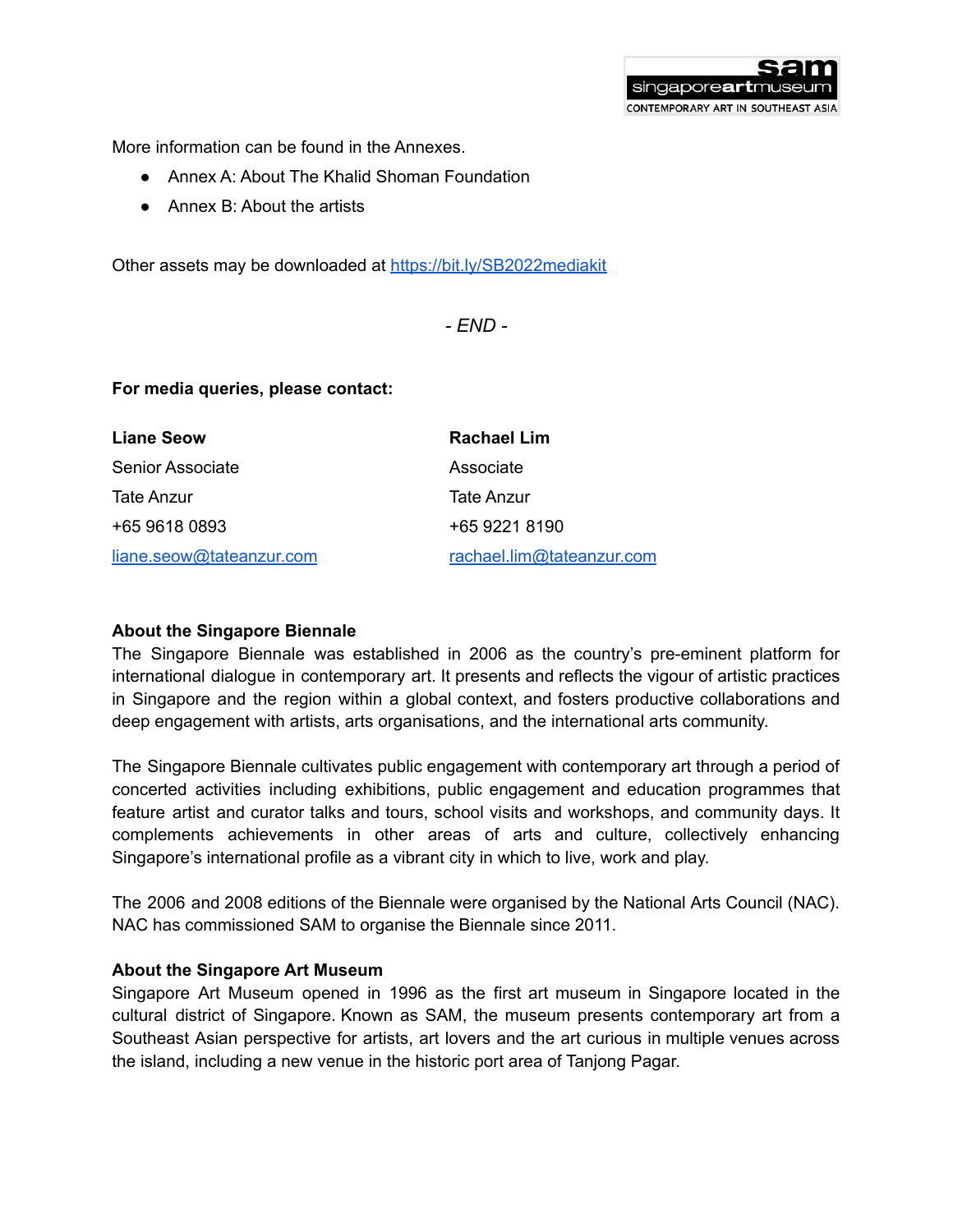More information can be found in the Annexes.

- Annex A: About The Khalid Shoman Foundation
- Annex B: About the artists

Other assets may be downloaded at [https://bit.ly/SB2022mediakit](https://bit.ly/SB2022mediakit)

*- END -*

**For media queries, please contact:**

**Liane Seow**
Senior Associate
Tate Anzur
+65 9618 0893
[liane.seow@tateanzur.com](mailto:liane.seow@tateanzur.com)

**Rachael Lim**
Associate
Tate Anzur
+65 9221 8190
[rachael.lim@tateanzur.com](mailto:rachael.lim@tateanzur.com)

**About the Singapore Biennale**

The Singapore Biennale was established in 2006 as the country's pre-eminent platform for international dialogue in contemporary art. It presents and reflects the vigour of artistic practices in Singapore and the region within a global context, and fosters productive collaborations and deep engagement with artists, arts organisations, and the international arts community.

The Singapore Biennale cultivates public engagement with contemporary art through a period of concerted activities including exhibitions, public engagement and education programmes that feature artist and curator talks and tours, school visits and workshops, and community days. It complements achievements in other areas of arts and culture, collectively enhancing Singapore's international profile as a vibrant city in which to live, work and play.

The 2006 and 2008 editions of the Biennale were organised by the National Arts Council (NAC). NAC has commissioned SAM to organise the Biennale since 2011.

**About the Singapore Art Museum**

Singapore Art Museum opened in 1996 as the first art museum in Singapore located in the cultural district of Singapore. Known as SAM, the museum presents contemporary art from a Southeast Asian perspective for artists, art lovers and the art curious in multiple venues across the island, including a new venue in the historic port area of Tanjong Pagar.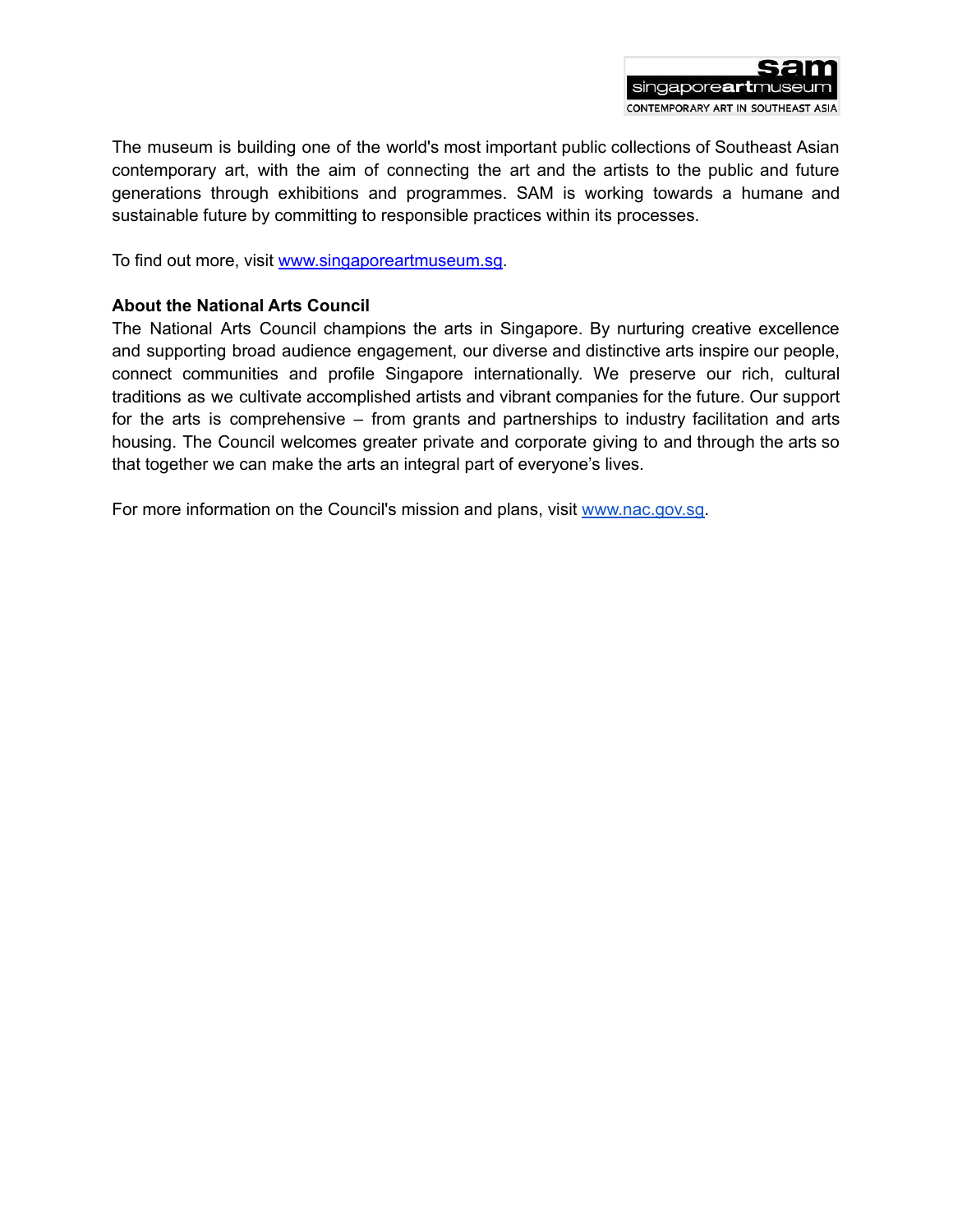The museum is building one of the world's most important public collections of Southeast Asian contemporary art, with the aim of connecting the art and the artists to the public and future generations through exhibitions and programmes. SAM is working towards a humane and sustainable future by committing to responsible practices within its processes.

To find out more, visit [www.singaporeartmuseum.sg](http://www.singaporeartmuseum.sg).

**About the National Arts Council**

The National Arts Council champions the arts in Singapore. By nurturing creative excellence and supporting broad audience engagement, our diverse and distinctive arts inspire our people, connect communities and profile Singapore internationally. We preserve our rich, cultural traditions as we cultivate accomplished artists and vibrant companies for the future. Our support for the arts is comprehensive – from grants and partnerships to industry facilitation and arts housing. The Council welcomes greater private and corporate giving to and through the arts so that together we can make the arts an integral part of everyone's lives.

For more information on the Council's mission and plans, visit [www.nac.gov.sg](http://www.nac.gov.sg).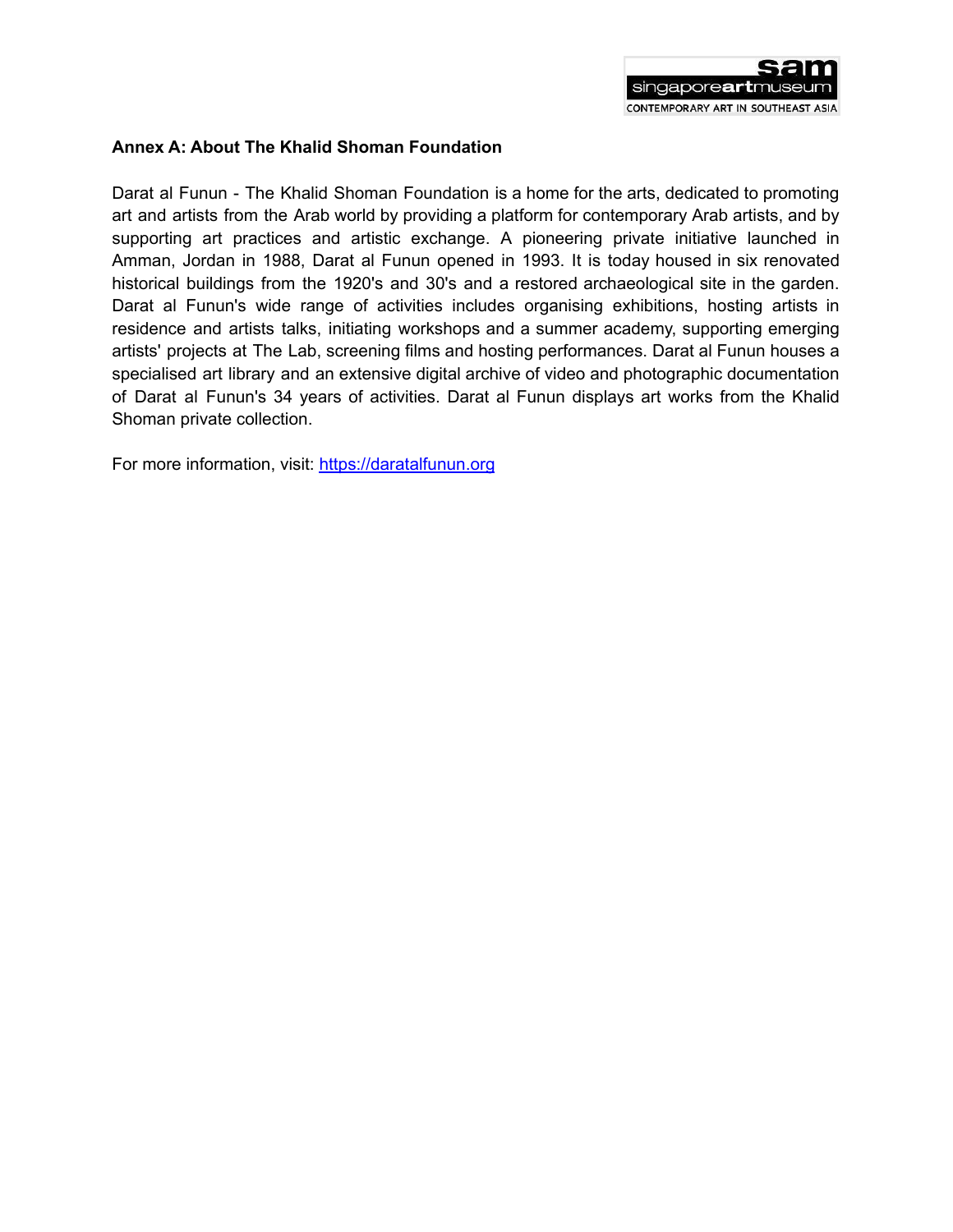## Annex A: About The Khalid Shoman Foundation

Darat al Funun - The Khalid Shoman Foundation is a home for the arts, dedicated to promoting art and artists from the Arab world by providing a platform for contemporary Arab artists, and by supporting art practices and artistic exchange. A pioneering private initiative launched in Amman, Jordan in 1988, Darat al Funun opened in 1993. It is today housed in six renovated historical buildings from the 1920's and 30's and a restored archaeological site in the garden. Darat al Funun's wide range of activities includes organising exhibitions, hosting artists in residence and artists talks, initiating workshops and a summer academy, supporting emerging artists' projects at The Lab, screening films and hosting performances. Darat al Funun houses a specialised art library and an extensive digital archive of video and photographic documentation of Darat al Funun's 34 years of activities. Darat al Funun displays art works from the Khalid Shoman private collection.

For more information, visit: [https://daratalfunun.org](https://daratalfunun.org)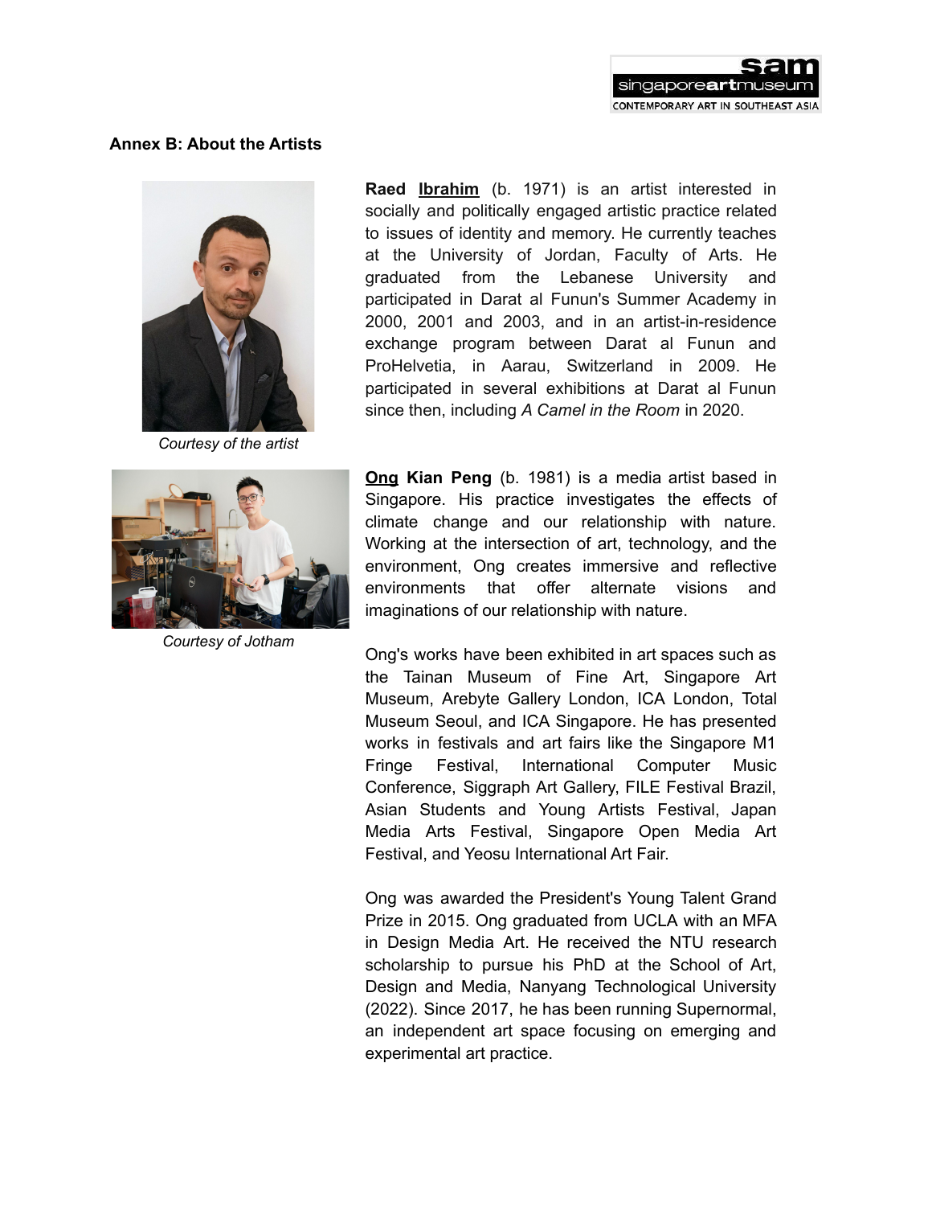**Annex B: About the Artists**

*Courtesy of the artist*

**Raed Ibrahim** (b. 1971) is an artist interested in socially and politically engaged artistic practice related to issues of identity and memory. He currently teaches at the University of Jordan, Faculty of Arts. He graduated from the Lebanese University and participated in Darat al Funun's Summer Academy in 2000, 2001 and 2003, and in an artist-in-residence exchange program between Darat al Funun and ProHelvetia, in Aarau, Switzerland in 2009. He participated in several exhibitions at Darat al Funun since then, including *A Camel in the Room* in 2020.

*Courtesy of Jotham*

**Ong Kian Peng** (b. 1981) is a media artist based in Singapore. His practice investigates the effects of climate change and our relationship with nature. Working at the intersection of art, technology, and the environment, Ong creates immersive and reflective environments that offer alternate visions and imaginations of our relationship with nature.

Ong's works have been exhibited in art spaces such as the Tainan Museum of Fine Art, Singapore Art Museum, Arebyte Gallery London, ICA London, Total Museum Seoul, and ICA Singapore. He has presented works in festivals and art fairs like the Singapore M1 Fringe Festival, International Computer Music Conference, Siggraph Art Gallery, FILE Festival Brazil, Asian Students and Young Artists Festival, Japan Media Arts Festival, Singapore Open Media Art Festival, and Yeosu International Art Fair.

Ong was awarded the President's Young Talent Grand Prize in 2015. Ong graduated from UCLA with an MFA in Design Media Art. He received the NTU research scholarship to pursue his PhD at the School of Art, Design and Media, Nanyang Technological University (2022). Since 2017, he has been running Supernormal, an independent art space focusing on emerging and experimental art practice.